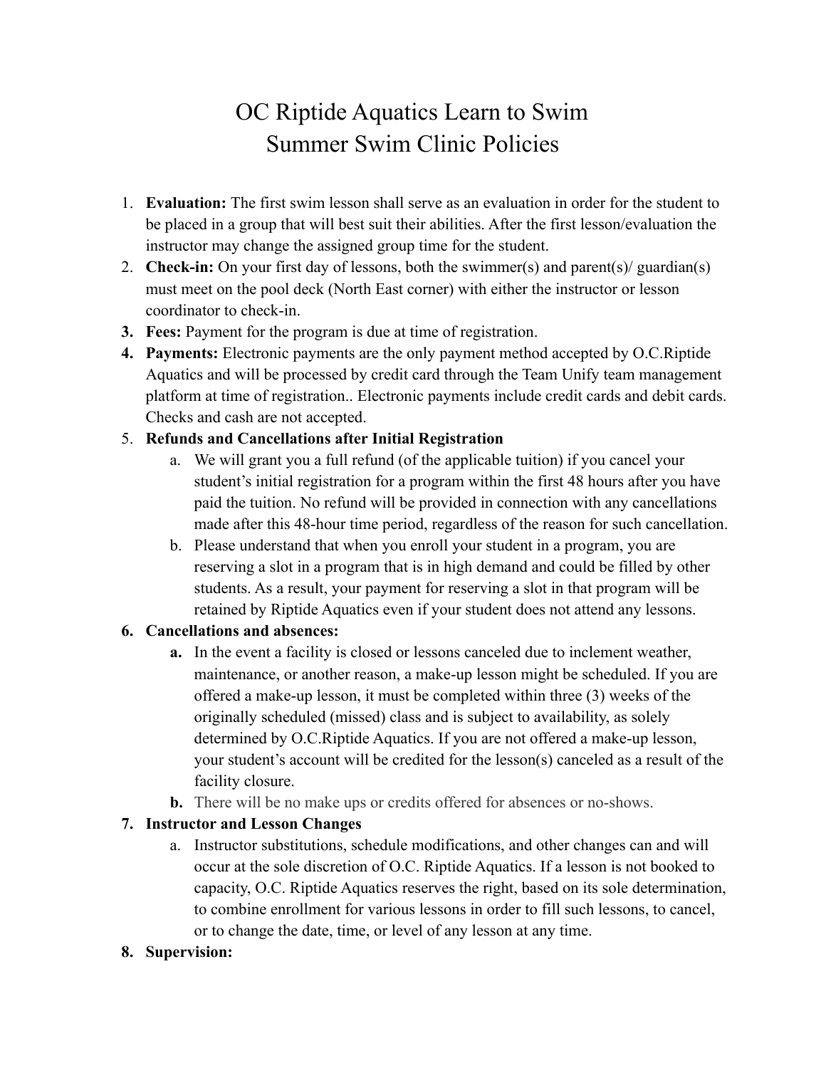# OC Riptide Aquatics Learn to Swim
# Summer Swim Clinic Policies

1. **Evaluation:** The first swim lesson shall serve as an evaluation in order for the student to be placed in a group that will best suit their abilities. After the first lesson/evaluation the instructor may change the assigned group time for the student.
2. **Check-in:** On your first day of lessons, both the swimmer(s) and parent(s)/ guardian(s) must meet on the pool deck (North East corner) with either the instructor or lesson coordinator to check-in.
3. **Fees:** Payment for the program is due at time of registration.
4. **Payments:** Electronic payments are the only payment method accepted by O.C.Riptide Aquatics and will be processed by credit card through the Team Unify team management platform at time of registration.. Electronic payments include credit cards and debit cards. Checks and cash are not accepted.
5. **Refunds and Cancellations after Initial Registration**
   a. We will grant you a full refund (of the applicable tuition) if you cancel your student's initial registration for a program within the first 48 hours after you have paid the tuition. No refund will be provided in connection with any cancellations made after this 48-hour time period, regardless of the reason for such cancellation.
   b. Please understand that when you enroll your student in a program, you are reserving a slot in a program that is in high demand and could be filled by other students. As a result, your payment for reserving a slot in that program will be retained by Riptide Aquatics even if your student does not attend any lessons.
6. **Cancellations and absences:**
   a. In the event a facility is closed or lessons canceled due to inclement weather, maintenance, or another reason, a make-up lesson might be scheduled. If you are offered a make-up lesson, it must be completed within three (3) weeks of the originally scheduled (missed) class and is subject to availability, as solely determined by O.C.Riptide Aquatics. If you are not offered a make-up lesson, your student's account will be credited for the lesson(s) canceled as a result of the facility closure.
   b. There will be no make ups or credits offered for absences or no-shows.
7. **Instructor and Lesson Changes**
   a. Instructor substitutions, schedule modifications, and other changes can and will occur at the sole discretion of O.C. Riptide Aquatics. If a lesson is not booked to capacity, O.C. Riptide Aquatics reserves the right, based on its sole determination, to combine enrollment for various lessons in order to fill such lessons, to cancel, or to change the date, time, or level of any lesson at any time.
8. **Supervision:**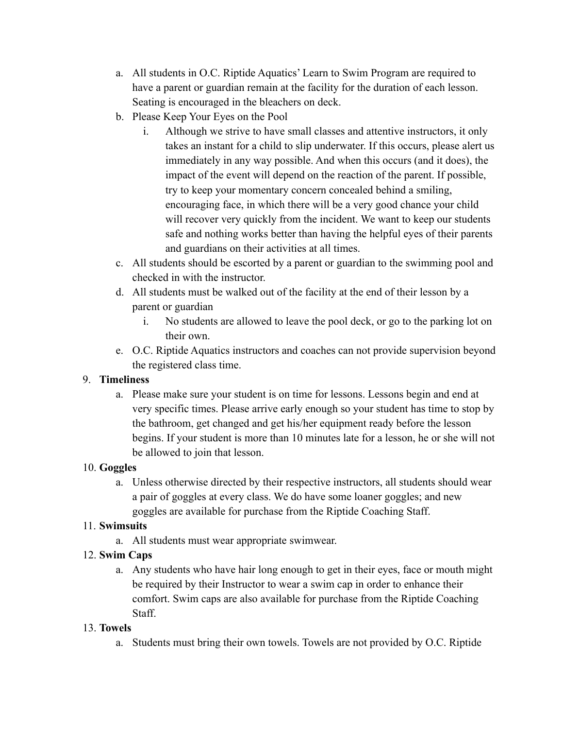a. All students in O.C. Riptide Aquatics' Learn to Swim Program are required to have a parent or guardian remain at the facility for the duration of each lesson. Seating is encouraged in the bleachers on deck.
   b. Please Keep Your Eyes on the Pool
      i. Although we strive to have small classes and attentive instructors, it only takes an instant for a child to slip underwater. If this occurs, please alert us immediately in any way possible. And when this occurs (and it does), the impact of the event will depend on the reaction of the parent. If possible, try to keep your momentary concern concealed behind a smiling, encouraging face, in which there will be a very good chance your child will recover very quickly from the incident. We want to keep our students safe and nothing works better than having the helpful eyes of their parents and guardians on their activities at all times.
   c. All students should be escorted by a parent or guardian to the swimming pool and checked in with the instructor.
   d. All students must be walked out of the facility at the end of their lesson by a parent or guardian
      i. No students are allowed to leave the pool deck, or go to the parking lot on their own.
   e. O.C. Riptide Aquatics instructors and coaches can not provide supervision beyond the registered class time.

9. **Timeliness**
   a. Please make sure your student is on time for lessons. Lessons begin and end at very specific times. Please arrive early enough so your student has time to stop by the bathroom, get changed and get his/her equipment ready before the lesson begins. If your student is more than 10 minutes late for a lesson, he or she will not be allowed to join that lesson.

10. **Goggles**
    a. Unless otherwise directed by their respective instructors, all students should wear a pair of goggles at every class. We do have some loaner goggles; and new goggles are available for purchase from the Riptide Coaching Staff.

11. **Swimsuits**
    a. All students must wear appropriate swimwear.

12. **Swim Caps**
    a. Any students who have hair long enough to get in their eyes, face or mouth might be required by their Instructor to wear a swim cap in order to enhance their comfort. Swim caps are also available for purchase from the Riptide Coaching Staff.

13. **Towels**
    a. Students must bring their own towels. Towels are not provided by O.C. Riptide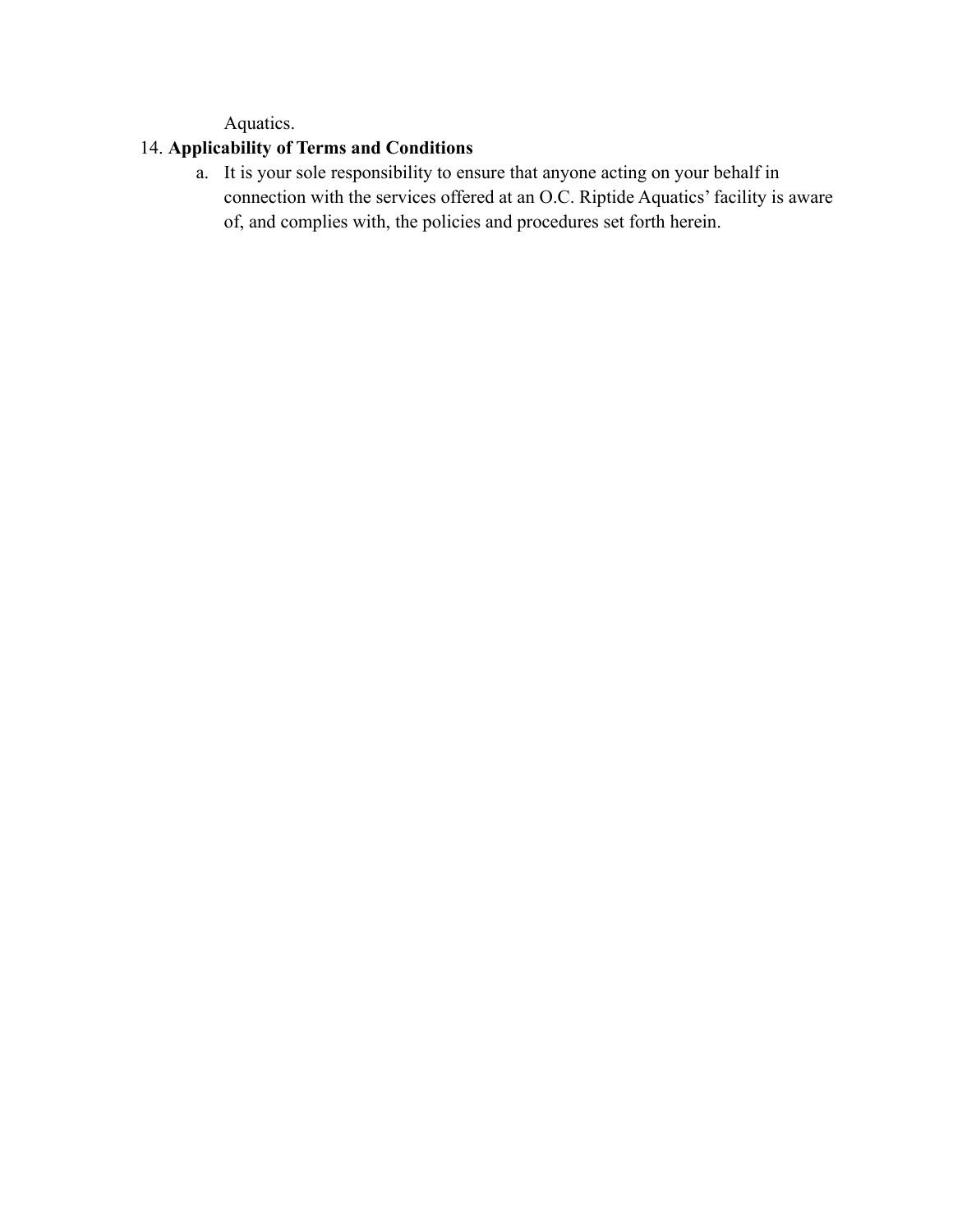Aquatics.

14. **Applicability of Terms and Conditions**
    a. It is your sole responsibility to ensure that anyone acting on your behalf in connection with the services offered at an O.C. Riptide Aquatics' facility is aware of, and complies with, the policies and procedures set forth herein.